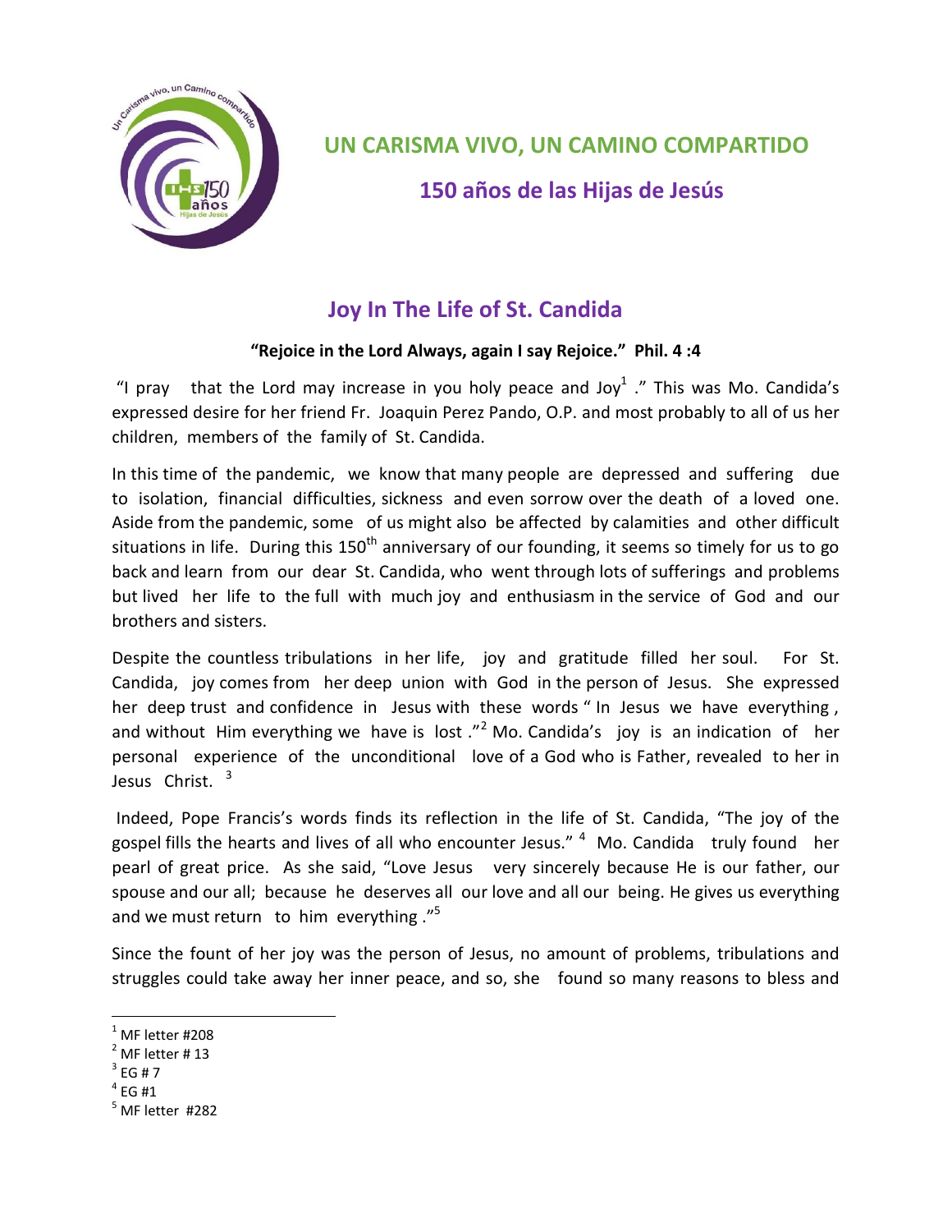# UN CARISMA VIVO, UN CAMINO COMPARTIDO

## 150 años de las Hijas de Jesús

## Joy In The Life of St. Candida

**"Rejoice in the Lord Always, again I say Rejoice." Phil. 4 :4**

"I pray that the Lord may increase in you holy peace and Joy[1] ." This was Mo. Candida's expressed desire for her friend Fr. Joaquin Perez Pando, O.P. and most probably to all of us her children, members of the family of St. Candida.

In this time of the pandemic, we know that many people are depressed and suffering due to isolation, financial difficulties, sickness and even sorrow over the death of a loved one. Aside from the pandemic, some of us might also be affected by calamities and other difficult situations in life. During this 150th anniversary of our founding, it seems so timely for us to go back and learn from our dear St. Candida, who went through lots of sufferings and problems but lived her life to the full with much joy and enthusiasm in the service of God and our brothers and sisters.

Despite the countless tribulations in her life, joy and gratitude filled her soul. For St. Candida, joy comes from her deep union with God in the person of Jesus. She expressed her deep trust and confidence in Jesus with these words " In Jesus we have everything , and without Him everything we have is lost ."[2] Mo. Candida's joy is an indication of her personal experience of the unconditional love of a God who is Father, revealed to her in Jesus Christ. [3]

Indeed, Pope Francis's words finds its reflection in the life of St. Candida, "The joy of the gospel fills the hearts and lives of all who encounter Jesus." [4] Mo. Candida truly found her pearl of great price. As she said, "Love Jesus very sincerely because He is our father, our spouse and our all; because he deserves all our love and all our being. He gives us everything and we must return to him everything ."[5]

Since the fount of her joy was the person of Jesus, no amount of problems, tribulations and struggles could take away her inner peace, and so, she found so many reasons to bless and

---

[1] MF letter #208
[2] MF letter # 13
[3] EG # 7
[4] EG #1
[5] MF letter #282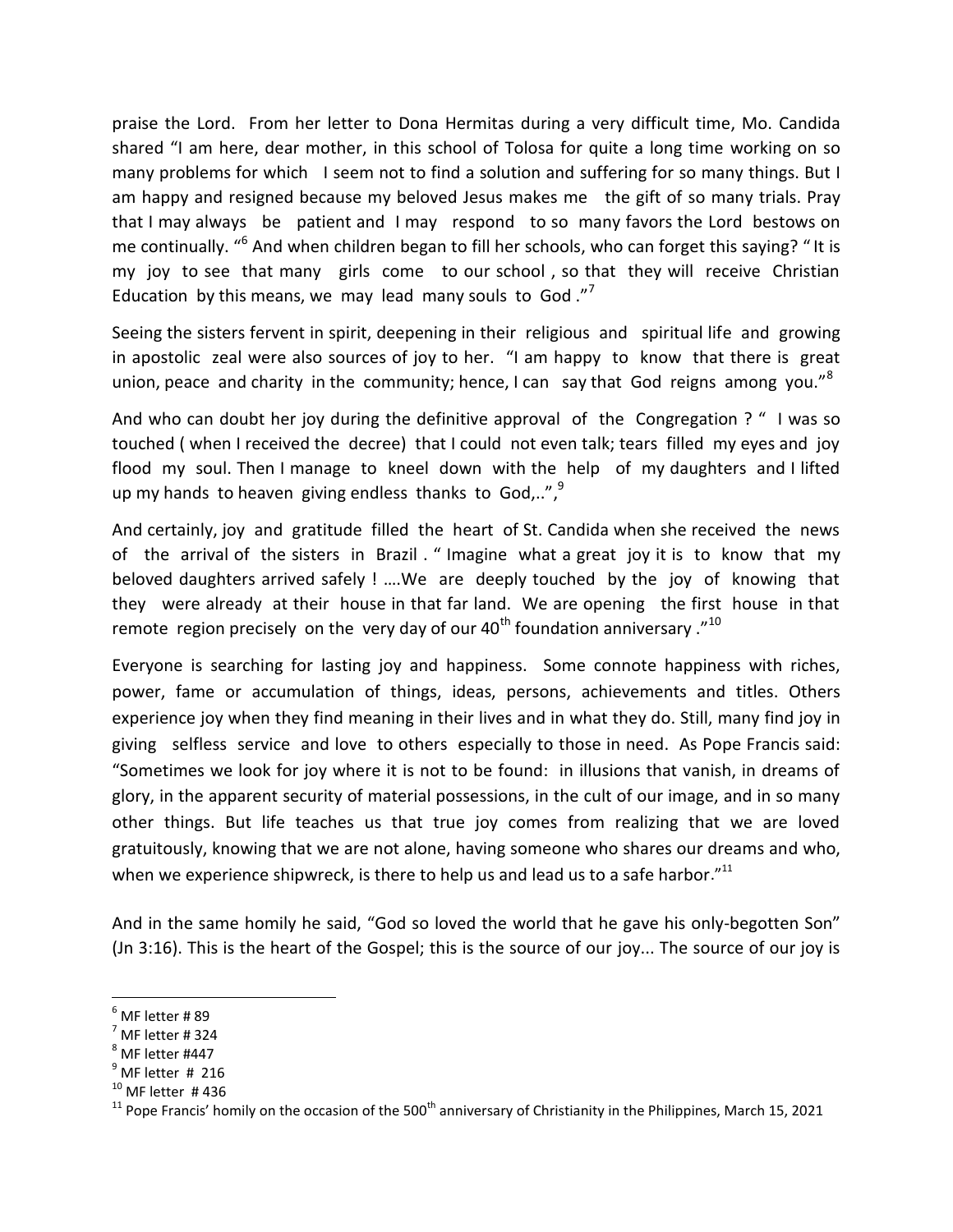praise the Lord. From her letter to Dona Hermitas during a very difficult time, Mo. Candida shared "I am here, dear mother, in this school of Tolosa for quite a long time working on so many problems for which I seem not to find a solution and suffering for so many things. But I am happy and resigned because my beloved Jesus makes me the gift of so many trials. Pray that I may always be patient and I may respond to so many favors the Lord bestows on me continually. "[6] And when children began to fill her schools, who can forget this saying? " It is my joy to see that many girls come to our school , so that they will receive Christian Education by this means, we may lead many souls to God ."[7]

Seeing the sisters fervent in spirit, deepening in their religious and spiritual life and growing in apostolic zeal were also sources of joy to her. "I am happy to know that there is great union, peace and charity in the community; hence, I can say that God reigns among you."[8]

And who can doubt her joy during the definitive approval of the Congregation ? " I was so touched ( when I received the decree) that I could not even talk; tears filled my eyes and joy flood my soul. Then I manage to kneel down with the help of my daughters and I lifted up my hands to heaven giving endless thanks to God,..",[9]

And certainly, joy and gratitude filled the heart of St. Candida when she received the news of the arrival of the sisters in Brazil . " Imagine what a great joy it is to know that my beloved daughters arrived safely ! ….We are deeply touched by the joy of knowing that they were already at their house in that far land. We are opening the first house in that remote region precisely on the very day of our 40th foundation anniversary ."[10]

Everyone is searching for lasting joy and happiness. Some connote happiness with riches, power, fame or accumulation of things, ideas, persons, achievements and titles. Others experience joy when they find meaning in their lives and in what they do. Still, many find joy in giving selfless service and love to others especially to those in need. As Pope Francis said: "Sometimes we look for joy where it is not to be found: in illusions that vanish, in dreams of glory, in the apparent security of material possessions, in the cult of our image, and in so many other things. But life teaches us that true joy comes from realizing that we are loved gratuitously, knowing that we are not alone, having someone who shares our dreams and who, when we experience shipwreck, is there to help us and lead us to a safe harbor."[11]

And in the same homily he said, "God so loved the world that he gave his only-begotten Son" (Jn 3:16). This is the heart of the Gospel; this is the source of our joy... The source of our joy is

---

[6] MF letter # 89

[7] MF letter # 324

[8] MF letter #447

[9] MF letter # 216

[10] MF letter # 436

[11] Pope Francis' homily on the occasion of the 500th anniversary of Christianity in the Philippines, March 15, 2021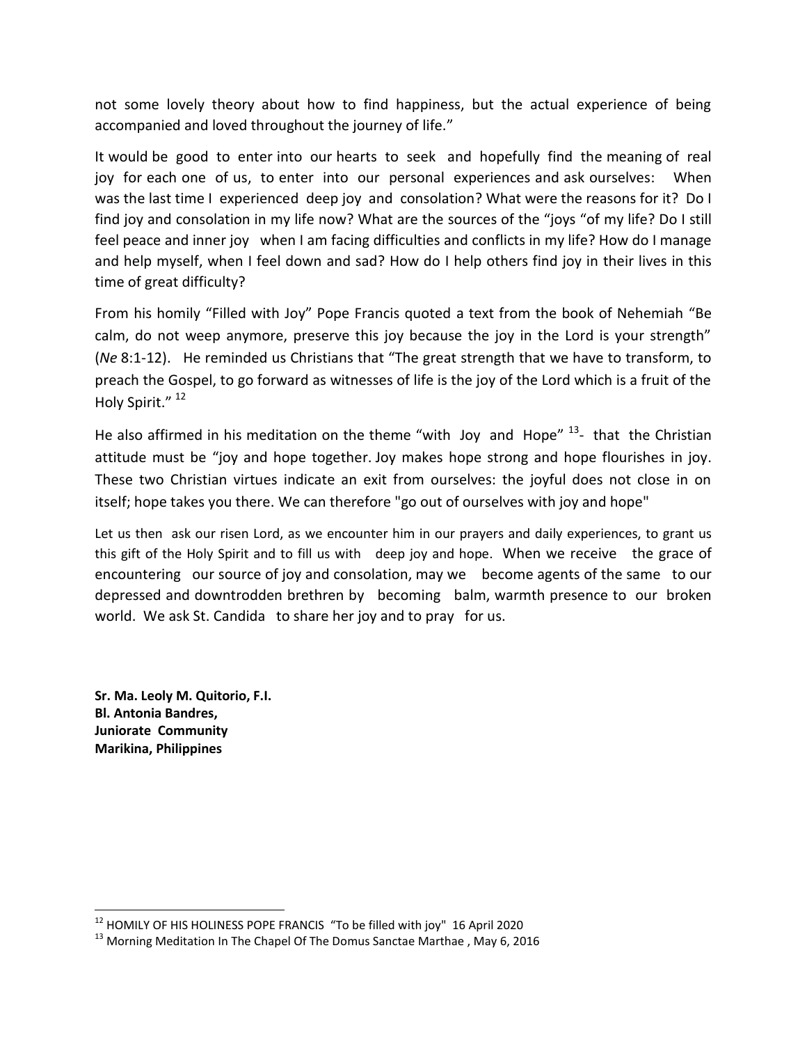not some lovely theory about how to find happiness, but the actual experience of being accompanied and loved throughout the journey of life."

It would be good to enter into our hearts to seek and hopefully find the meaning of real joy for each one of us, to enter into our personal experiences and ask ourselves: When was the last time I experienced deep joy and consolation? What were the reasons for it? Do I find joy and consolation in my life now? What are the sources of the "joys "of my life? Do I still feel peace and inner joy when I am facing difficulties and conflicts in my life? How do I manage and help myself, when I feel down and sad? How do I help others find joy in their lives in this time of great difficulty?

From his homily "Filled with Joy" Pope Francis quoted a text from the book of Nehemiah "Be calm, do not weep anymore, preserve this joy because the joy in the Lord is your strength" (*Ne* 8:1-12). He reminded us Christians that "The great strength that we have to transform, to preach the Gospel, to go forward as witnesses of life is the joy of the Lord which is a fruit of the Holy Spirit." [12]

He also affirmed in his meditation on the theme "with Joy and Hope" [13]- that the Christian attitude must be "joy and hope together. Joy makes hope strong and hope flourishes in joy. These two Christian virtues indicate an exit from ourselves: the joyful does not close in on itself; hope takes you there. We can therefore "go out of ourselves with joy and hope"

Let us then ask our risen Lord, as we encounter him in our prayers and daily experiences, to grant us this gift of the Holy Spirit and to fill us with deep joy and hope. When we receive the grace of encountering our source of joy and consolation, may we become agents of the same to our depressed and downtrodden brethren by becoming balm, warmth presence to our broken world. We ask St. Candida to share her joy and to pray for us.

**Sr. Ma. Leoly M. Quitorio, F.I.**
**Bl. Antonia Bandres,**
**Juniorate Community**
**Marikina, Philippines**

---

[12] HOMILY OF HIS HOLINESS POPE FRANCIS "To be filled with joy" 16 April 2020

[13] Morning Meditation In The Chapel Of The Domus Sanctae Marthae , May 6, 2016